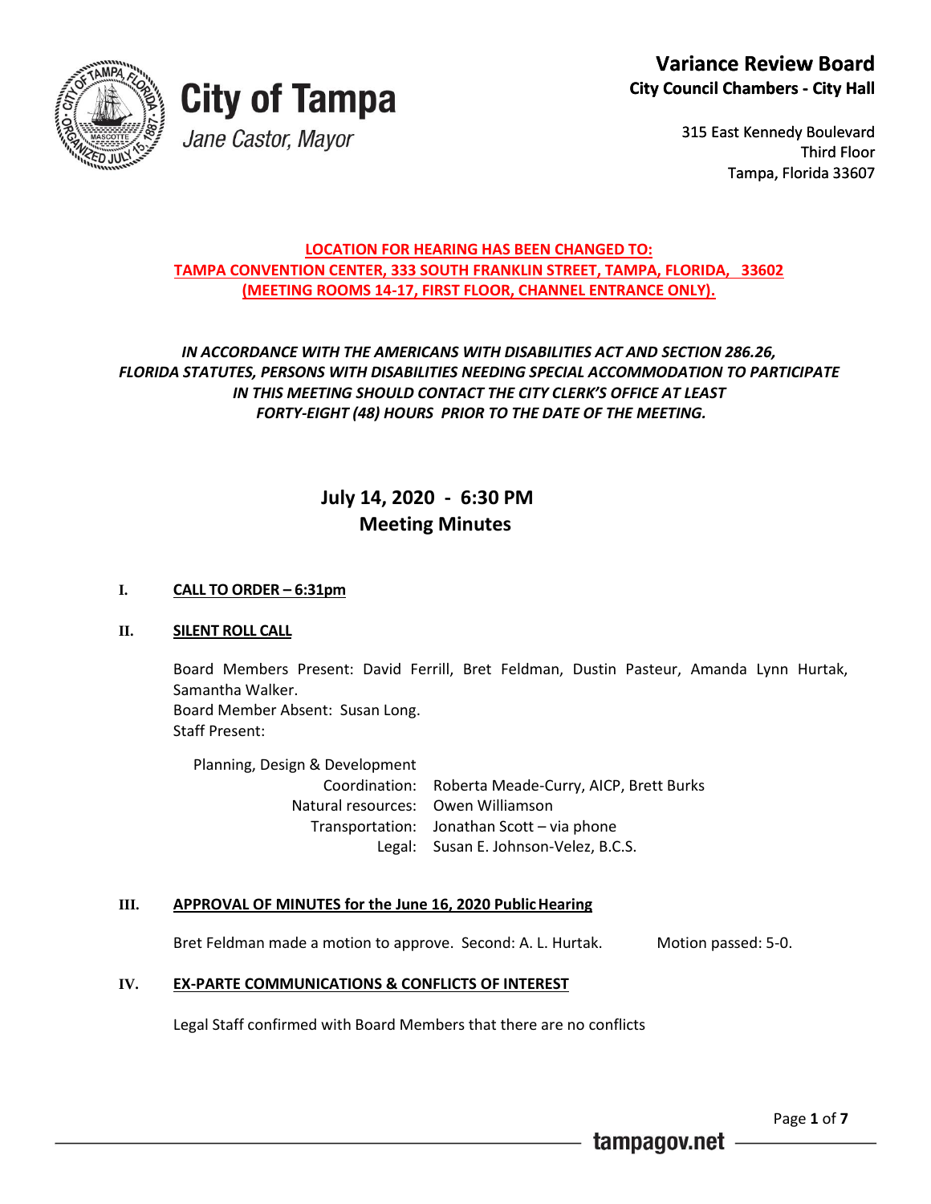City of Tampa

Jane Castor, Mayor

**Variance Review Board**
**City Council Chambers - City Hall**

315 East Kennedy Boulevard
Third Floor
Tampa, Florida 33607

**LOCATION FOR HEARING HAS BEEN CHANGED TO:**
**TAMPA CONVENTION CENTER, 333 SOUTH FRANKLIN STREET, TAMPA, FLORIDA, 33602**
**(MEETING ROOMS 14-17, FIRST FLOOR, CHANNEL ENTRANCE ONLY).**

***IN ACCORDANCE WITH THE AMERICANS WITH DISABILITIES ACT AND SECTION 286.26, FLORIDA STATUTES, PERSONS WITH DISABILITIES NEEDING SPECIAL ACCOMMODATION TO PARTICIPATE IN THIS MEETING SHOULD CONTACT THE CITY CLERK'S OFFICE AT LEAST FORTY-EIGHT (48) HOURS PRIOR TO THE DATE OF THE MEETING.***

## July 14, 2020 - 6:30 PM
## Meeting Minutes

### I. CALL TO ORDER – 6:31pm

### II. SILENT ROLL CALL

Board Members Present: David Ferrill, Bret Feldman, Dustin Pasteur, Amanda Lynn Hurtak, Samantha Walker.
Board Member Absent: Susan Long.
Staff Present:

Planning, Design & Development

| | |
|---|---|
| Coordination: | Roberta Meade-Curry, AICP, Brett Burks |
| Natural resources: | Owen Williamson |
| Transportation: | Jonathan Scott – via phone |
| Legal: | Susan E. Johnson-Velez, B.C.S. |

### III. APPROVAL OF MINUTES for the June 16, 2020 Public Hearing

Bret Feldman made a motion to approve. Second: A. L. Hurtak. Motion passed: 5-0.

### IV. EX-PARTE COMMUNICATIONS & CONFLICTS OF INTEREST

Legal Staff confirmed with Board Members that there are no conflicts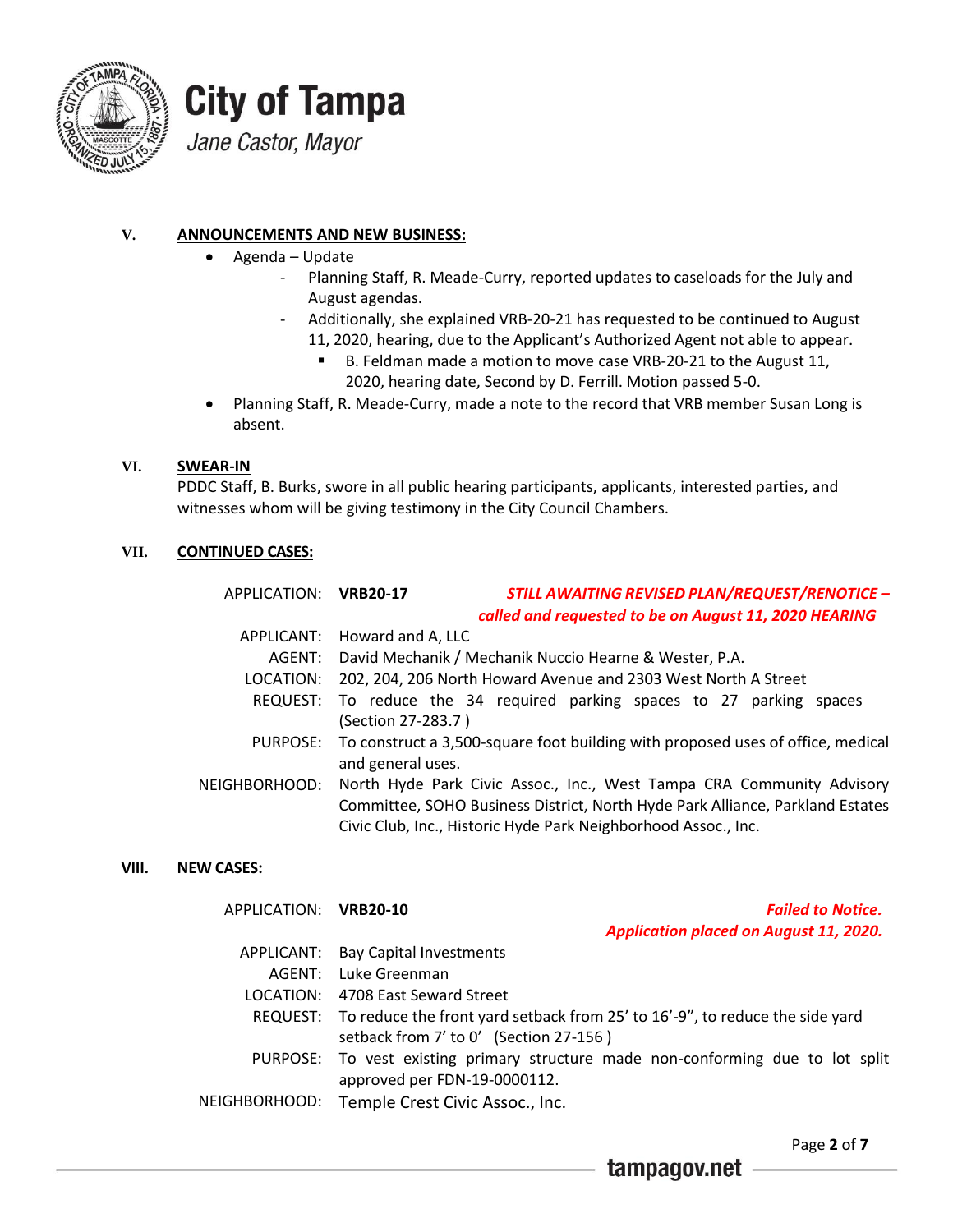## V. ANNOUNCEMENTS AND NEW BUSINESS:

- Agenda – Update
  - Planning Staff, R. Meade-Curry, reported updates to caseloads for the July and August agendas.
  - Additionally, she explained VRB-20-21 has requested to be continued to August 11, 2020, hearing, due to the Applicant's Authorized Agent not able to appear.
    - B. Feldman made a motion to move case VRB-20-21 to the August 11, 2020, hearing date, Second by D. Ferrill. Motion passed 5-0.
- Planning Staff, R. Meade-Curry, made a note to the record that VRB member Susan Long is absent.

## VI. SWEAR-IN

PDDC Staff, B. Burks, swore in all public hearing participants, applicants, interested parties, and witnesses whom will be giving testimony in the City Council Chambers.

## VII. CONTINUED CASES:

APPLICATION: **VRB20-17** ***STILL AWAITING REVISED PLAN/REQUEST/RENOTICE – called and requested to be on August 11, 2020 HEARING***

APPLICANT: Howard and A, LLC

AGENT: David Mechanik / Mechanik Nuccio Hearne & Wester, P.A.

LOCATION: 202, 204, 206 North Howard Avenue and 2303 West North A Street

REQUEST: To reduce the 34 required parking spaces to 27 parking spaces (Section 27-283.7 )

PURPOSE: To construct a 3,500-square foot building with proposed uses of office, medical and general uses.

NEIGHBORHOOD: North Hyde Park Civic Assoc., Inc., West Tampa CRA Community Advisory Committee, SOHO Business District, North Hyde Park Alliance, Parkland Estates Civic Club, Inc., Historic Hyde Park Neighborhood Assoc., Inc.

## VIII. NEW CASES:

APPLICATION: **VRB20-10** ***Failed to Notice. Application placed on August 11, 2020.***

APPLICANT: Bay Capital Investments

AGENT: Luke Greenman

LOCATION: 4708 East Seward Street

REQUEST: To reduce the front yard setback from 25' to 16'-9", to reduce the side yard setback from 7' to 0' (Section 27-156 )

PURPOSE: To vest existing primary structure made non-conforming due to lot split approved per FDN-19-0000112.

NEIGHBORHOOD: Temple Crest Civic Assoc., Inc.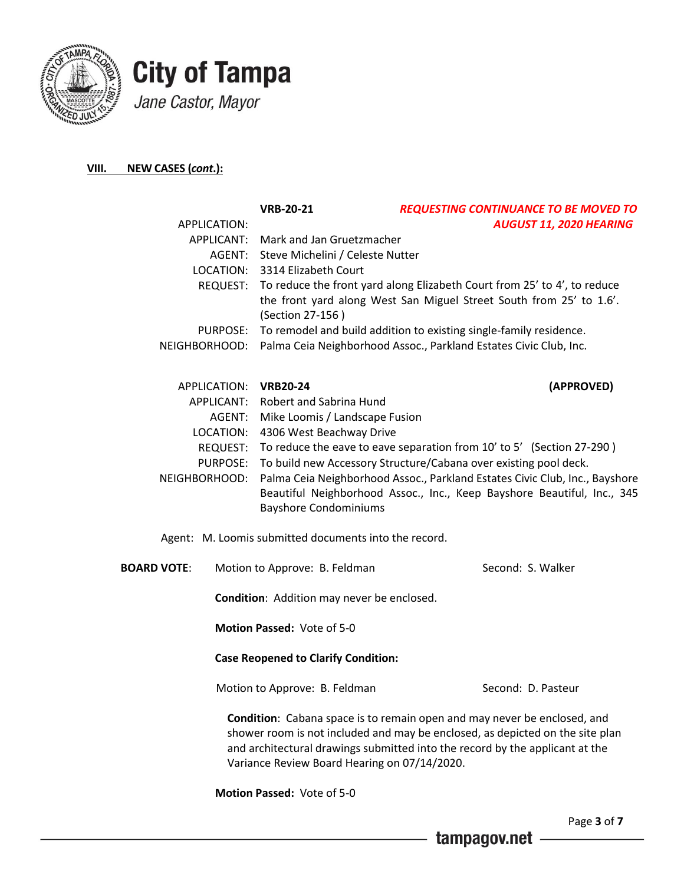**City of Tampa**

*Jane Castor, Mayor*

## VIII. NEW CASES (*cont.*):

**VRB-20-21** — ***REQUESTING CONTINUANCE TO BE MOVED TO AUGUST 11, 2020 HEARING***

APPLICATION:
APPLICANT: Mark and Jan Gruetzmacher
AGENT: Steve Michelini / Celeste Nutter
LOCATION: 3314 Elizabeth Court
REQUEST: To reduce the front yard along Elizabeth Court from 25' to 4', to reduce the front yard along West San Miguel Street South from 25' to 1.6'. (Section 27-156 )
PURPOSE: To remodel and build addition to existing single-family residence.
NEIGHBORHOOD: Palma Ceia Neighborhood Assoc., Parkland Estates Civic Club, Inc.

APPLICATION: **VRB20-24** — **(APPROVED)**
APPLICANT: Robert and Sabrina Hund
AGENT: Mike Loomis / Landscape Fusion
LOCATION: 4306 West Beachway Drive
REQUEST: To reduce the eave to eave separation from 10' to 5' (Section 27-290 )
PURPOSE: To build new Accessory Structure/Cabana over existing pool deck.
NEIGHBORHOOD: Palma Ceia Neighborhood Assoc., Parkland Estates Civic Club, Inc., Bayshore Beautiful Neighborhood Assoc., Inc., Keep Bayshore Beautiful, Inc., 345 Bayshore Condominiums

Agent: M. Loomis submitted documents into the record.

**BOARD VOTE**: Motion to Approve: B. Feldman — Second: S. Walker

**Condition**: Addition may never be enclosed.

**Motion Passed:** Vote of 5-0

**Case Reopened to Clarify Condition:**

Motion to Approve: B. Feldman — Second: D. Pasteur

**Condition**: Cabana space is to remain open and may never be enclosed, and shower room is not included and may be enclosed, as depicted on the site plan and architectural drawings submitted into the record by the applicant at the Variance Review Board Hearing on 07/14/2020.

**Motion Passed:** Vote of 5-0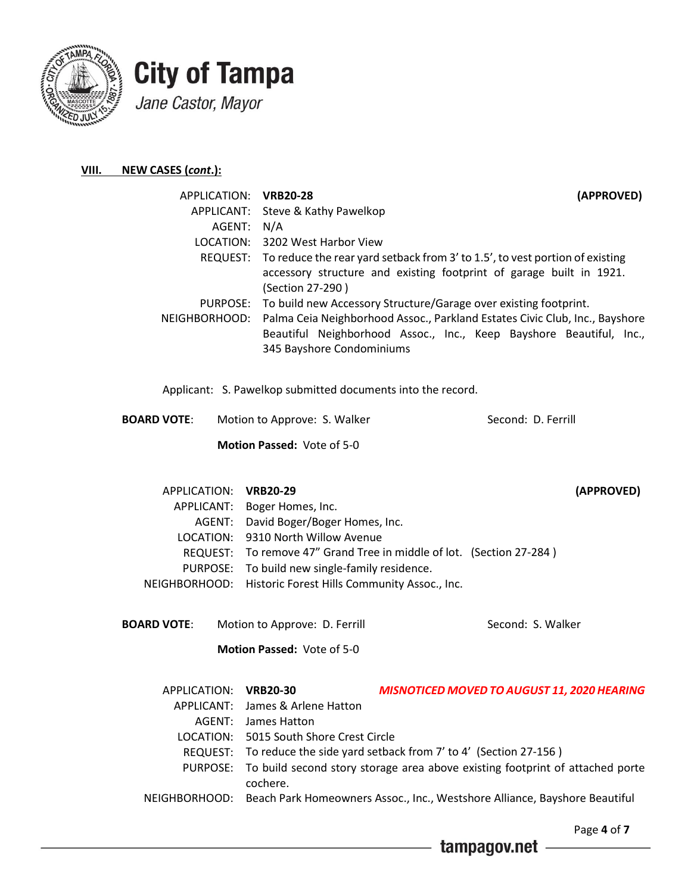## VIII. NEW CASES (*cont.*):

APPLICATION: **VRB20-28** **(APPROVED)**
APPLICANT: Steve & Kathy Pawelkop
AGENT: N/A
LOCATION: 3202 West Harbor View
REQUEST: To reduce the rear yard setback from 3' to 1.5', to vest portion of existing accessory structure and existing footprint of garage built in 1921. (Section 27-290 )
PURPOSE: To build new Accessory Structure/Garage over existing footprint.
NEIGHBORHOOD: Palma Ceia Neighborhood Assoc., Parkland Estates Civic Club, Inc., Bayshore Beautiful Neighborhood Assoc., Inc., Keep Bayshore Beautiful, Inc., 345 Bayshore Condominiums

Applicant: S. Pawelkop submitted documents into the record.

**BOARD VOTE**: Motion to Approve: S. Walker Second: D. Ferrill

**Motion Passed:** Vote of 5-0

APPLICATION: **VRB20-29** **(APPROVED)**
APPLICANT: Boger Homes, Inc.
AGENT: David Boger/Boger Homes, Inc.
LOCATION: 9310 North Willow Avenue
REQUEST: To remove 47" Grand Tree in middle of lot. (Section 27-284 )
PURPOSE: To build new single-family residence.
NEIGHBORHOOD: Historic Forest Hills Community Assoc., Inc.

**BOARD VOTE**: Motion to Approve: D. Ferrill Second: S. Walker

**Motion Passed:** Vote of 5-0

APPLICATION: **VRB20-30** ***MISNOTICED MOVED TO AUGUST 11, 2020 HEARING***
APPLICANT: James & Arlene Hatton
AGENT: James Hatton
LOCATION: 5015 South Shore Crest Circle
REQUEST: To reduce the side yard setback from 7' to 4' (Section 27-156 )
PURPOSE: To build second story storage area above existing footprint of attached porte cochere.
NEIGHBORHOOD: Beach Park Homeowners Assoc., Inc., Westshore Alliance, Bayshore Beautiful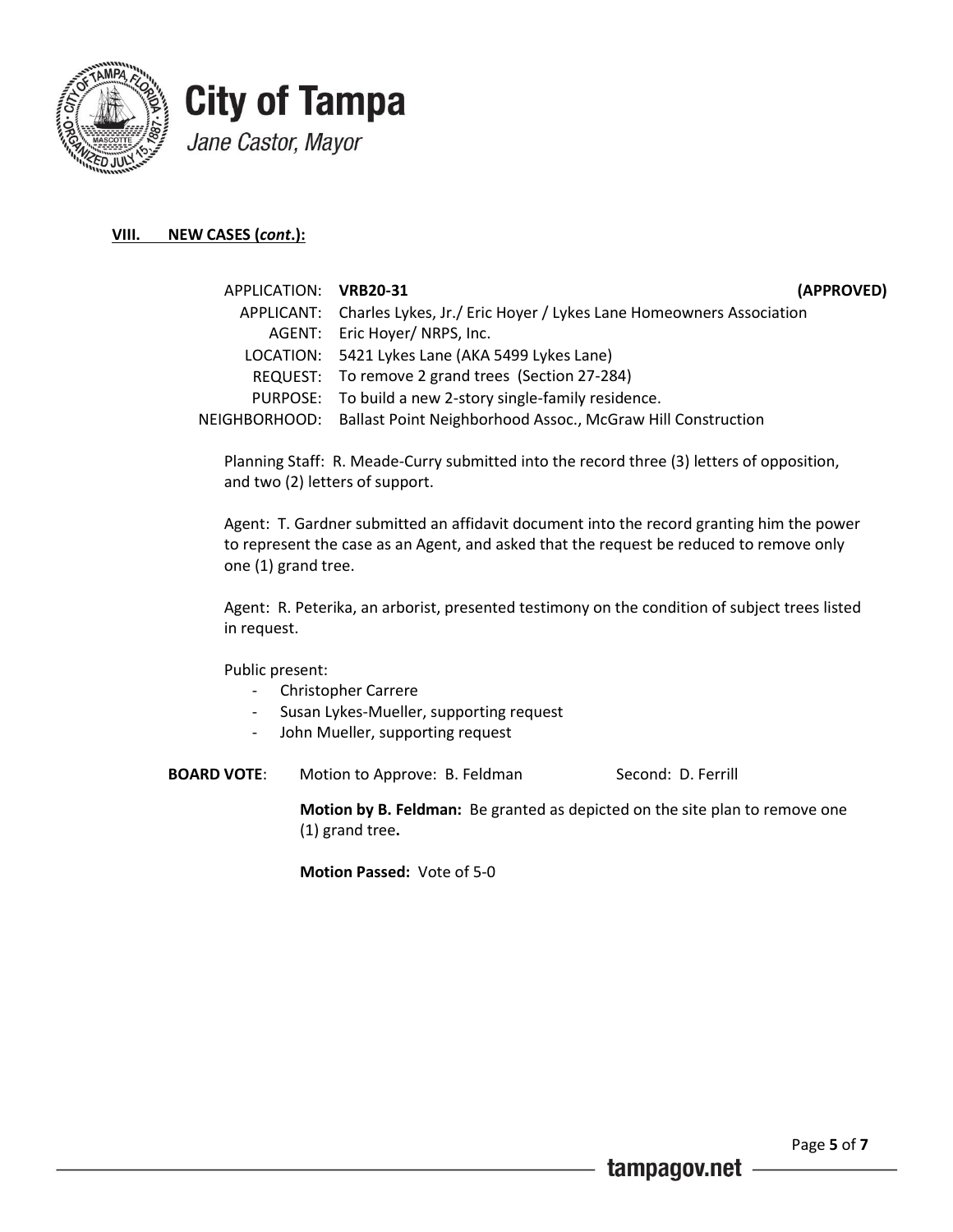**City of Tampa**

*Jane Castor, Mayor*

**VIII. NEW CASES (*cont*.):**

APPLICATION: **VRB20-31** **(APPROVED)**
APPLICANT: Charles Lykes, Jr./ Eric Hoyer / Lykes Lane Homeowners Association
AGENT: Eric Hoyer/ NRPS, Inc.
LOCATION: 5421 Lykes Lane (AKA 5499 Lykes Lane)
REQUEST: To remove 2 grand trees (Section 27-284)
PURPOSE: To build a new 2-story single-family residence.
NEIGHBORHOOD: Ballast Point Neighborhood Assoc., McGraw Hill Construction

Planning Staff: R. Meade-Curry submitted into the record three (3) letters of opposition, and two (2) letters of support.

Agent: T. Gardner submitted an affidavit document into the record granting him the power to represent the case as an Agent, and asked that the request be reduced to remove only one (1) grand tree.

Agent: R. Peterika, an arborist, presented testimony on the condition of subject trees listed in request.

Public present:

- Christopher Carrere
- Susan Lykes-Mueller, supporting request
- John Mueller, supporting request

**BOARD VOTE**: Motion to Approve: B. Feldman Second: D. Ferrill

**Motion by B. Feldman:** Be granted as depicted on the site plan to remove one (1) grand tree**.**

**Motion Passed:** Vote of 5-0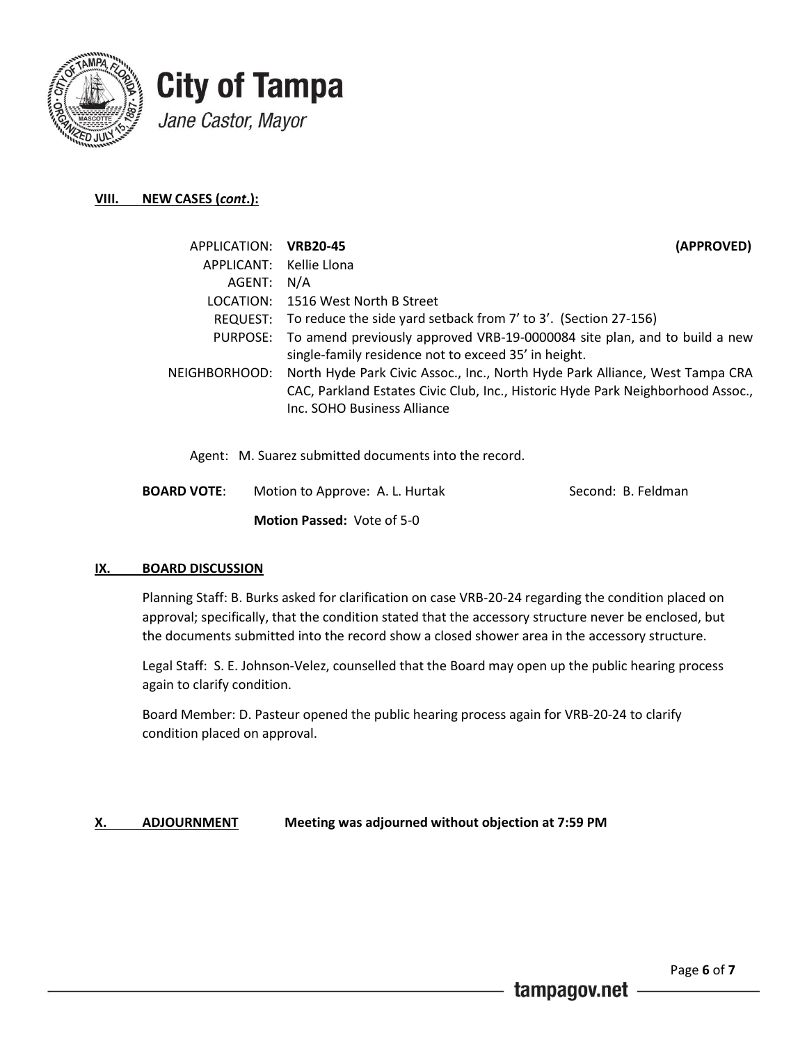**City of Tampa**

*Jane Castor, Mayor*

## VIII. NEW CASES (*cont*.):

| | | |
|---|---|---|
| APPLICATION: | **VRB20-45** | **(APPROVED)** |
| APPLICANT: | Kellie Llona | |
| AGENT: | N/A | |
| LOCATION: | 1516 West North B Street | |
| REQUEST: | To reduce the side yard setback from 7' to 3'. (Section 27-156) | |
| PURPOSE: | To amend previously approved VRB-19-0000084 site plan, and to build a new single-family residence not to exceed 35' in height. | |
| NEIGHBORHOOD: | North Hyde Park Civic Assoc., Inc., North Hyde Park Alliance, West Tampa CRA CAC, Parkland Estates Civic Club, Inc., Historic Hyde Park Neighborhood Assoc., Inc. SOHO Business Alliance | |

Agent: M. Suarez submitted documents into the record.

**BOARD VOTE**: Motion to Approve: A. L. Hurtak Second: B. Feldman

**Motion Passed:** Vote of 5-0

## IX. BOARD DISCUSSION

Planning Staff: B. Burks asked for clarification on case VRB-20-24 regarding the condition placed on approval; specifically, that the condition stated that the accessory structure never be enclosed, but the documents submitted into the record show a closed shower area in the accessory structure.

Legal Staff: S. E. Johnson-Velez, counselled that the Board may open up the public hearing process again to clarify condition.

Board Member: D. Pasteur opened the public hearing process again for VRB-20-24 to clarify condition placed on approval.

## X. ADJOURNMENT **Meeting was adjourned without objection at 7:59 PM**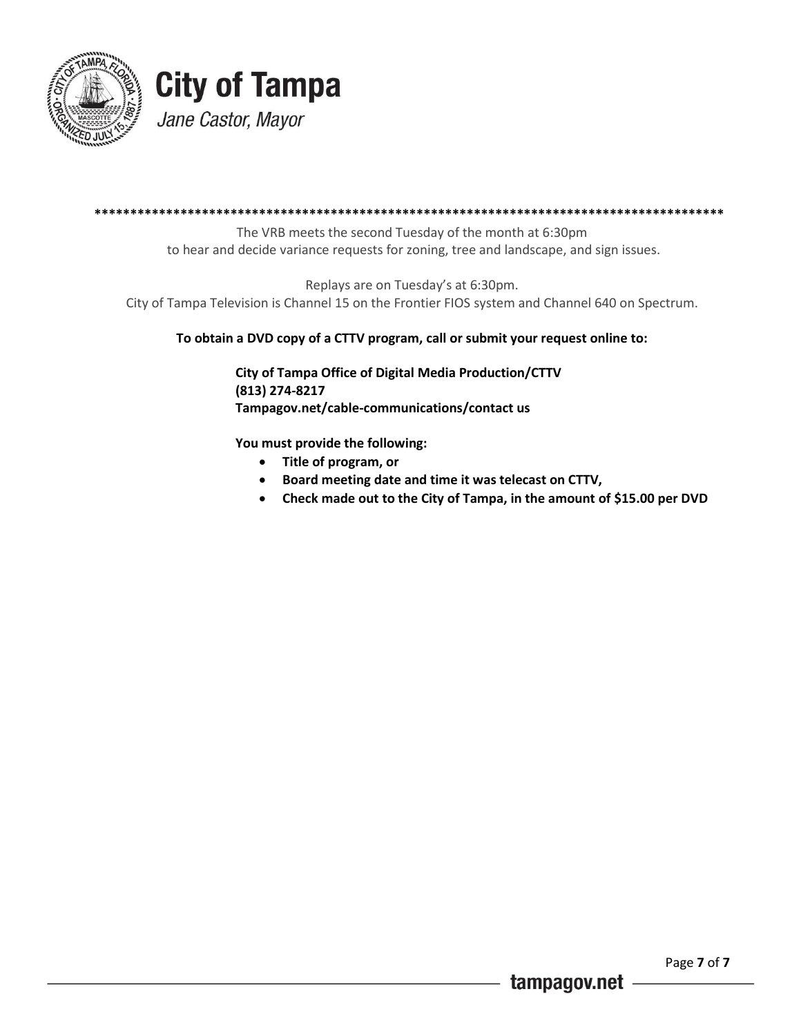**City of Tampa**

*Jane Castor, Mayor*

*******************************************************************************************

The VRB meets the second Tuesday of the month at 6:30pm
to hear and decide variance requests for zoning, tree and landscape, and sign issues.

Replays are on Tuesday's at 6:30pm.
City of Tampa Television is Channel 15 on the Frontier FIOS system and Channel 640 on Spectrum.

**To obtain a DVD copy of a CTTV program, call or submit your request online to:**

**City of Tampa Office of Digital Media Production/CTTV**
**(813) 274-8217**
**Tampagov.net/cable-communications/contact us**

**You must provide the following:**

- **Title of program, or**
- **Board meeting date and time it was telecast on CTTV,**
- **Check made out to the City of Tampa, in the amount of $15.00 per DVD**